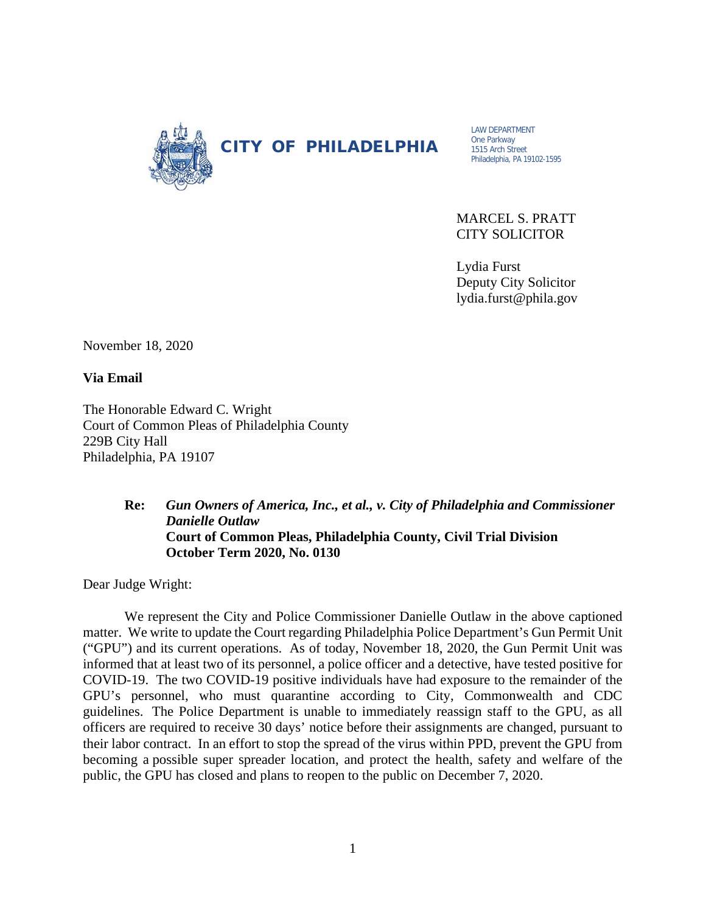**CITY OF PHILADELPHIA**

LAW DEPARTMENT
One Parkway
1515 Arch Street
Philadelphia, PA 19102-1595

MARCEL S. PRATT
CITY SOLICITOR

Lydia Furst
Deputy City Solicitor
lydia.furst@phila.gov

November 18, 2020

**Via Email**

The Honorable Edward C. Wright
Court of Common Pleas of Philadelphia County
229B City Hall
Philadelphia, PA 19107

**Re:** ***Gun Owners of America, Inc., et al., v. City of Philadelphia and Commissioner Danielle Outlaw***
**Court of Common Pleas, Philadelphia County, Civil Trial Division**
**October Term 2020, No. 0130**

Dear Judge Wright:

We represent the City and Police Commissioner Danielle Outlaw in the above captioned matter. We write to update the Court regarding Philadelphia Police Department's Gun Permit Unit ("GPU") and its current operations. As of today, November 18, 2020, the Gun Permit Unit was informed that at least two of its personnel, a police officer and a detective, have tested positive for COVID-19. The two COVID-19 positive individuals have had exposure to the remainder of the GPU's personnel, who must quarantine according to City, Commonwealth and CDC guidelines. The Police Department is unable to immediately reassign staff to the GPU, as all officers are required to receive 30 days' notice before their assignments are changed, pursuant to their labor contract. In an effort to stop the spread of the virus within PPD, prevent the GPU from becoming a possible super spreader location, and protect the health, safety and welfare of the public, the GPU has closed and plans to reopen to the public on December 7, 2020.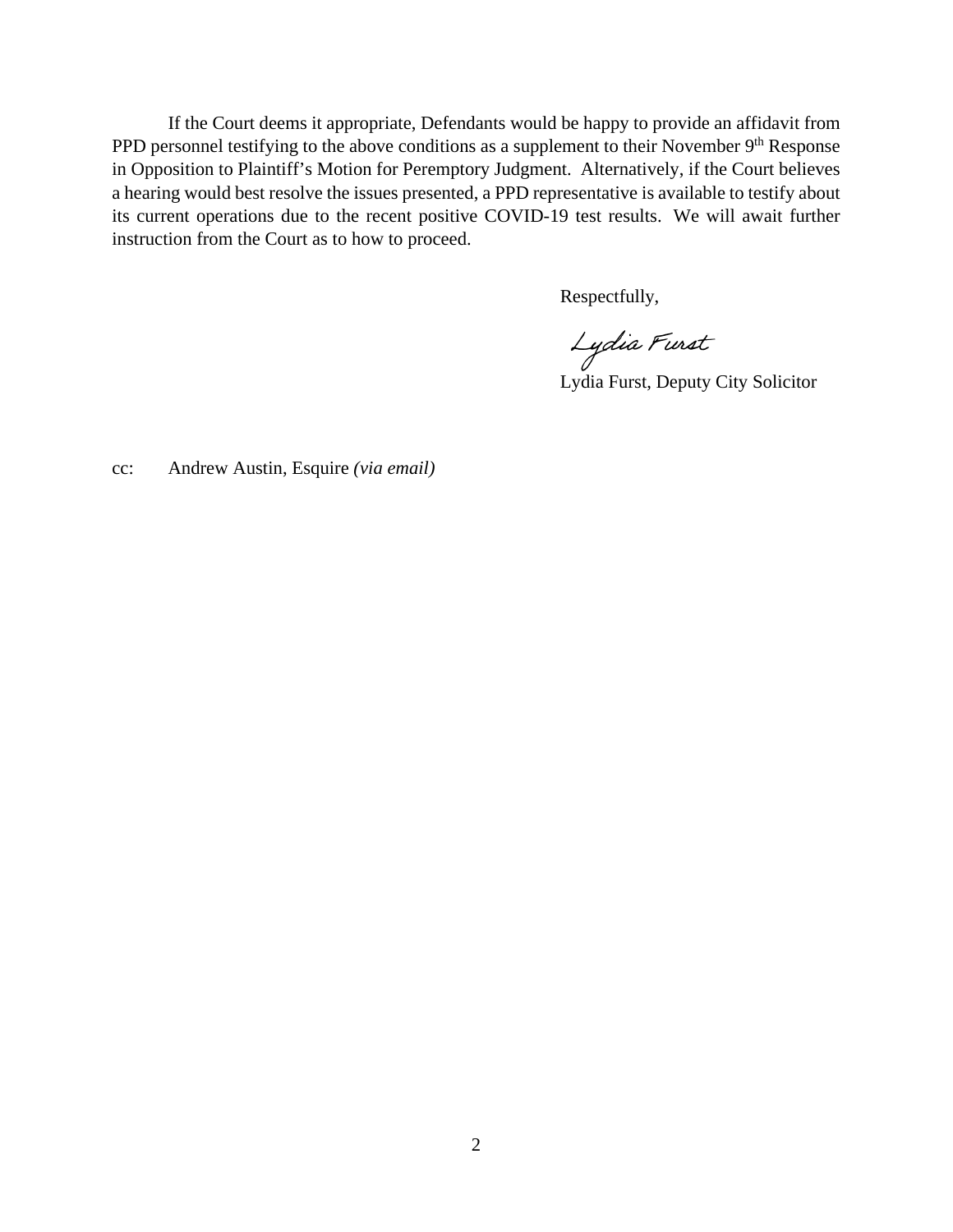If the Court deems it appropriate, Defendants would be happy to provide an affidavit from PPD personnel testifying to the above conditions as a supplement to their November 9th Response in Opposition to Plaintiff's Motion for Peremptory Judgment. Alternatively, if the Court believes a hearing would best resolve the issues presented, a PPD representative is available to testify about its current operations due to the recent positive COVID-19 test results. We will await further instruction from the Court as to how to proceed.

Respectfully,

*Lydia Furst*

Lydia Furst, Deputy City Solicitor

cc: Andrew Austin, Esquire *(via email)*